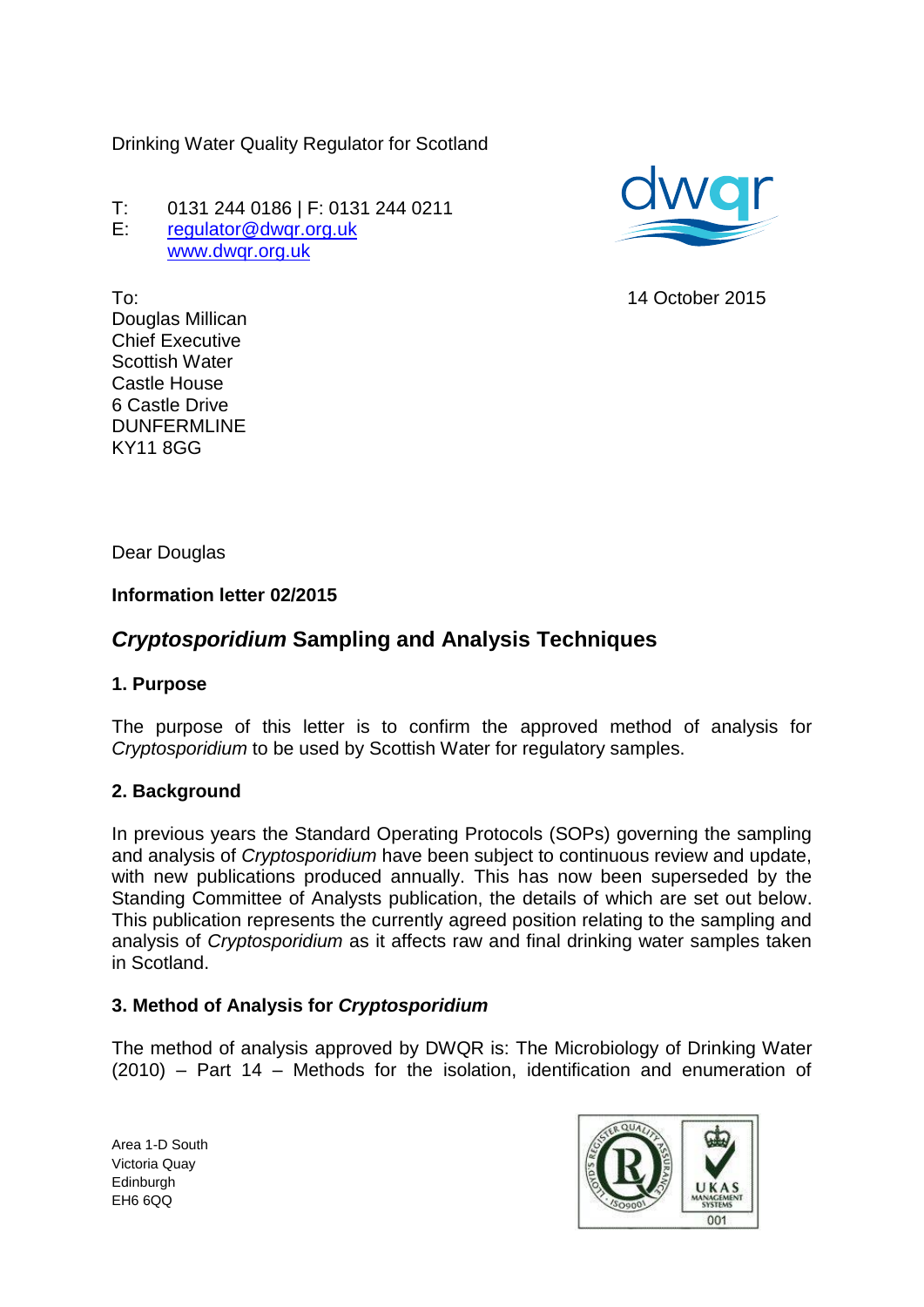Drinking Water Quality Regulator for Scotland

T: 0131 244 0186 | F: 0131 244 0211
E: regulator@dwqr.org.uk
www.dwqr.org.uk

To:
Douglas Millican
Chief Executive
Scottish Water
Castle House
6 Castle Drive
DUNFERMLINE
KY11 8GG

14 October 2015

Dear Douglas

**Information letter 02/2015**

## *Cryptosporidium* Sampling and Analysis Techniques

### 1. Purpose

The purpose of this letter is to confirm the approved method of analysis for *Cryptosporidium* to be used by Scottish Water for regulatory samples.

### 2. Background

In previous years the Standard Operating Protocols (SOPs) governing the sampling and analysis of *Cryptosporidium* have been subject to continuous review and update, with new publications produced annually. This has now been superseded by the Standing Committee of Analysts publication, the details of which are set out below. This publication represents the currently agreed position relating to the sampling and analysis of *Cryptosporidium* as it affects raw and final drinking water samples taken in Scotland.

### 3. Method of Analysis for *Cryptosporidium*

The method of analysis approved by DWQR is: The Microbiology of Drinking Water (2010) – Part 14 – Methods for the isolation, identification and enumeration of

Area 1-D South
Victoria Quay
Edinburgh
EH6 6QQ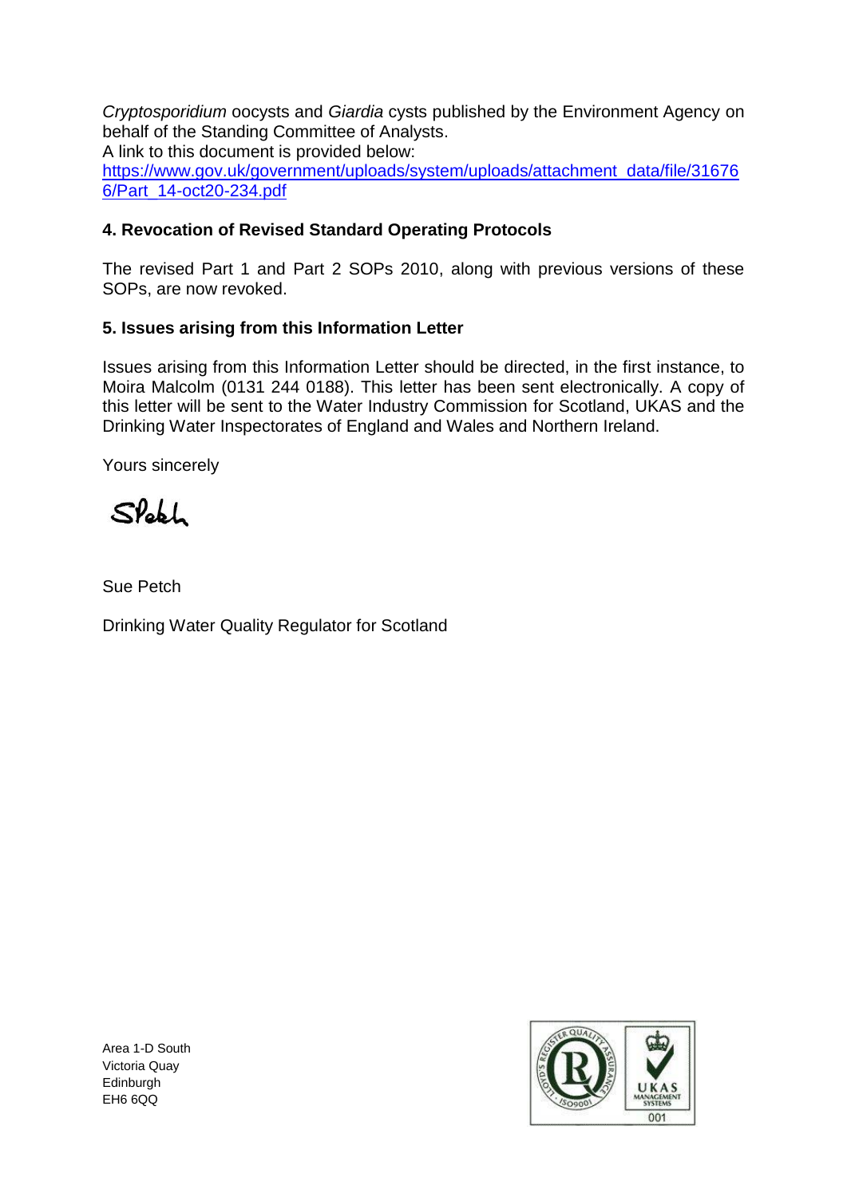*Cryptosporidium* oocysts and *Giardia* cysts published by the Environment Agency on behalf of the Standing Committee of Analysts.
A link to this document is provided below:
[https://www.gov.uk/government/uploads/system/uploads/attachment_data/file/316766/Part_14-oct20-234.pdf](https://www.gov.uk/government/uploads/system/uploads/attachment_data/file/316766/Part_14-oct20-234.pdf)

**4. Revocation of Revised Standard Operating Protocols**

The revised Part 1 and Part 2 SOPs 2010, along with previous versions of these SOPs, are now revoked.

**5. Issues arising from this Information Letter**

Issues arising from this Information Letter should be directed, in the first instance, to Moira Malcolm (0131 244 0188). This letter has been sent electronically. A copy of this letter will be sent to the Water Industry Commission for Scotland, UKAS and the Drinking Water Inspectorates of England and Wales and Northern Ireland.

Yours sincerely

SPetch

Sue Petch

Drinking Water Quality Regulator for Scotland

Area 1-D South
Victoria Quay
Edinburgh
EH6 6QQ